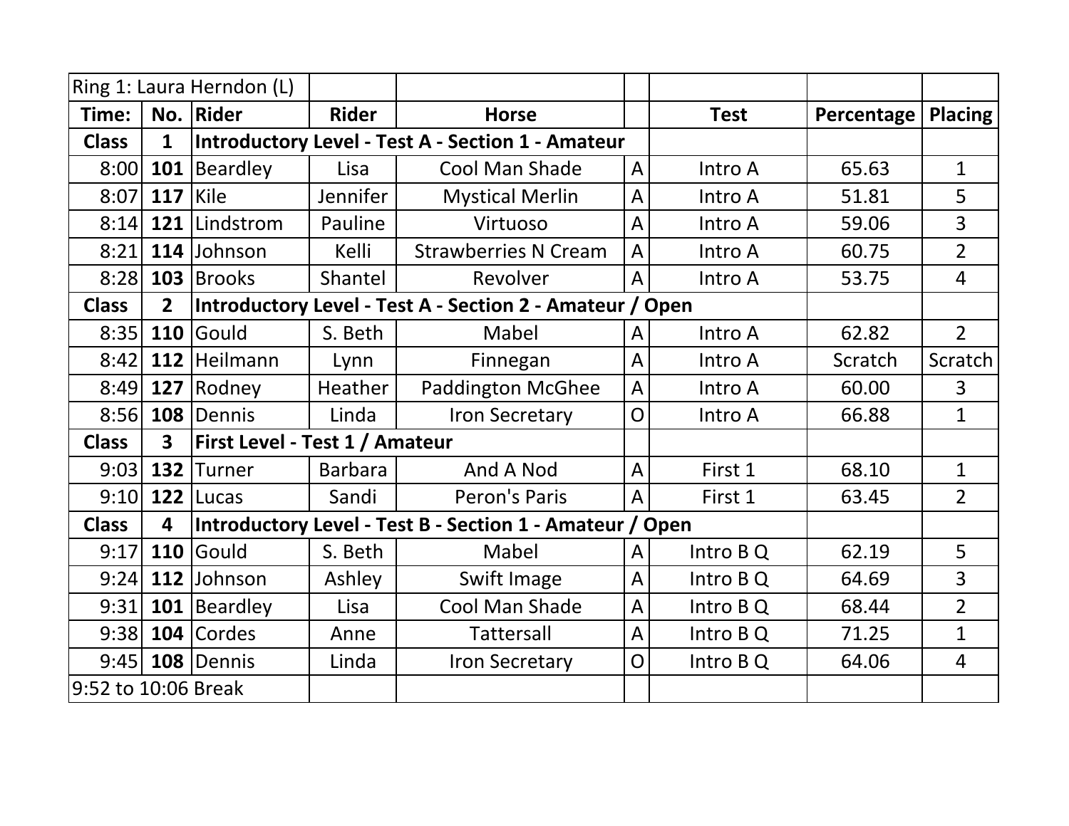| Ring 1: Laura Herndon (L) | | | | | | | | |
|---|---|---|---|---|---|---|---|---|
| **Time:** | **No.** | **Rider** | **Rider** | **Horse** | | **Test** | **Percentage** | **Placing** |
| **Class** | **1** | **Introductory Level - Test A - Section 1 - Amateur** | | | | | | |
| 8:00 | **101** | Beardley | Lisa | Cool Man Shade | A | Intro A | 65.63 | 1 |
| 8:07 | **117** | Kile | Jennifer | Mystical Merlin | A | Intro A | 51.81 | 5 |
| 8:14 | **121** | Lindstrom | Pauline | Virtuoso | A | Intro A | 59.06 | 3 |
| 8:21 | **114** | Johnson | Kelli | Strawberries N Cream | A | Intro A | 60.75 | 2 |
| 8:28 | **103** | Brooks | Shantel | Revolver | A | Intro A | 53.75 | 4 |
| **Class** | **2** | **Introductory Level - Test A - Section 2 - Amateur / Open** | | | | | | |
| 8:35 | **110** | Gould | S. Beth | Mabel | A | Intro A | 62.82 | 2 |
| 8:42 | **112** | Heilmann | Lynn | Finnegan | A | Intro A | Scratch | Scratch |
| 8:49 | **127** | Rodney | Heather | Paddington McGhee | A | Intro A | 60.00 | 3 |
| 8:56 | **108** | Dennis | Linda | Iron Secretary | O | Intro A | 66.88 | 1 |
| **Class** | **3** | **First Level - Test 1 / Amateur** | | | | | | |
| 9:03 | **132** | Turner | Barbara | And A Nod | A | First 1 | 68.10 | 1 |
| 9:10 | **122** | Lucas | Sandi | Peron's Paris | A | First 1 | 63.45 | 2 |
| **Class** | **4** | **Introductory Level - Test B - Section 1 - Amateur / Open** | | | | | | |
| 9:17 | **110** | Gould | S. Beth | Mabel | A | Intro B Q | 62.19 | 5 |
| 9:24 | **112** | Johnson | Ashley | Swift Image | A | Intro B Q | 64.69 | 3 |
| 9:31 | **101** | Beardley | Lisa | Cool Man Shade | A | Intro B Q | 68.44 | 2 |
| 9:38 | **104** | Cordes | Anne | Tattersall | A | Intro B Q | 71.25 | 1 |
| 9:45 | **108** | Dennis | Linda | Iron Secretary | O | Intro B Q | 64.06 | 4 |
| 9:52 to 10:06 Break | | | | | | | | |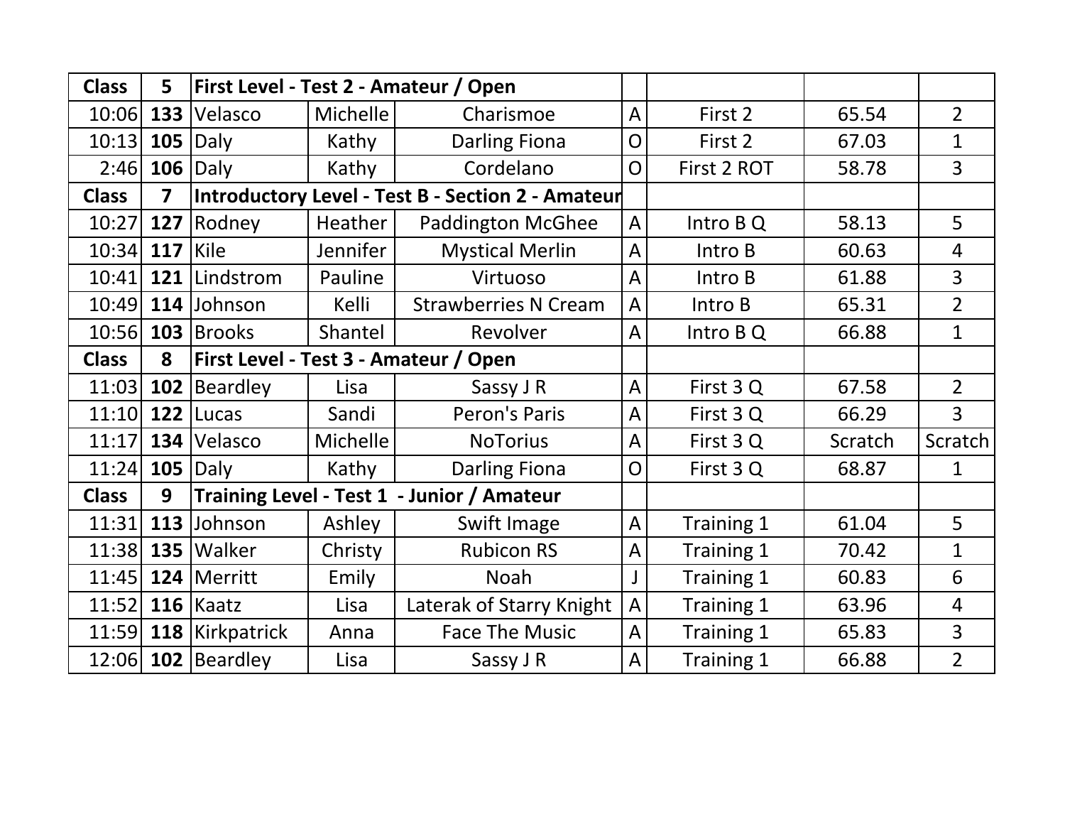| Class | 5 | First Level - Test 2 - Amateur / Open | | | | | | |
|---|---|---|---|---|---|---|---|---|
| 10:06 | **133** | Velasco | Michelle | Charismoe | A | First 2 | 65.54 | 2 |
| 10:13 | **105** | Daly | Kathy | Darling Fiona | O | First 2 | 67.03 | 1 |
| 2:46 | **106** | Daly | Kathy | Cordelano | O | First 2 ROT | 58.78 | 3 |
| **Class** | **7** | **Introductory Level - Test B - Section 2 - Amateur** | | | | | | |
| 10:27 | **127** | Rodney | Heather | Paddington McGhee | A | Intro B Q | 58.13 | 5 |
| 10:34 | **117** | Kile | Jennifer | Mystical Merlin | A | Intro B | 60.63 | 4 |
| 10:41 | **121** | Lindstrom | Pauline | Virtuoso | A | Intro B | 61.88 | 3 |
| 10:49 | **114** | Johnson | Kelli | Strawberries N Cream | A | Intro B | 65.31 | 2 |
| 10:56 | **103** | Brooks | Shantel | Revolver | A | Intro B Q | 66.88 | 1 |
| **Class** | **8** | **First Level - Test 3 - Amateur / Open** | | | | | | |
| 11:03 | **102** | Beardley | Lisa | Sassy J R | A | First 3 Q | 67.58 | 2 |
| 11:10 | **122** | Lucas | Sandi | Peron's Paris | A | First 3 Q | 66.29 | 3 |
| 11:17 | **134** | Velasco | Michelle | NoTorius | A | First 3 Q | Scratch | Scratch |
| 11:24 | **105** | Daly | Kathy | Darling Fiona | O | First 3 Q | 68.87 | 1 |
| **Class** | **9** | **Training Level - Test 1 - Junior / Amateur** | | | | | | |
| 11:31 | **113** | Johnson | Ashley | Swift Image | A | Training 1 | 61.04 | 5 |
| 11:38 | **135** | Walker | Christy | Rubicon RS | A | Training 1 | 70.42 | 1 |
| 11:45 | **124** | Merritt | Emily | Noah | J | Training 1 | 60.83 | 6 |
| 11:52 | **116** | Kaatz | Lisa | Laterak of Starry Knight | A | Training 1 | 63.96 | 4 |
| 11:59 | **118** | Kirkpatrick | Anna | Face The Music | A | Training 1 | 65.83 | 3 |
| 12:06 | **102** | Beardley | Lisa | Sassy J R | A | Training 1 | 66.88 | 2 |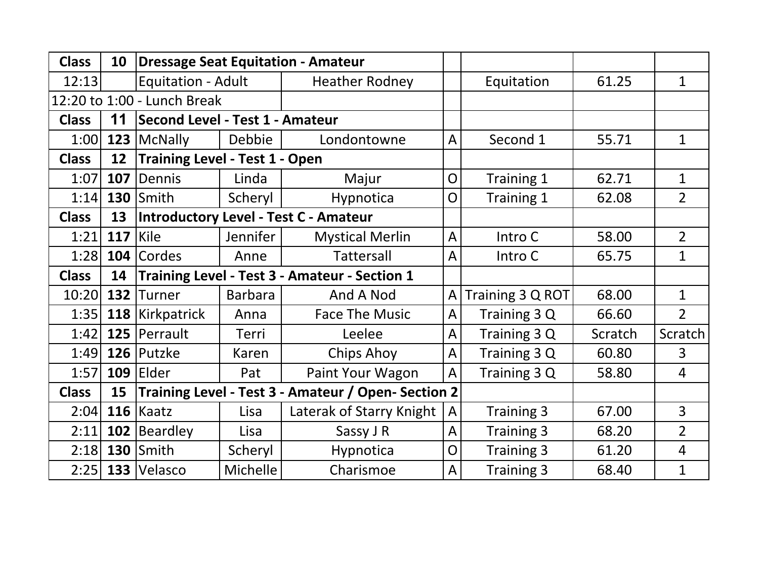| Class | 10 | Dressage Seat Equitation - Amateur | | | | | | |
|---|---|---|---|---|---|---|---|---|
| 12:13 | | Equitation - Adult | | Heather Rodney | | Equitation | 61.25 | 1 |
| 12:20 to 1:00 - Lunch Break | | | | | | | | |
| **Class** | **11** | **Second Level - Test 1 - Amateur** | | | | | | |
| 1:00 | **123** | McNally | Debbie | Londontowne | A | Second 1 | 55.71 | 1 |
| **Class** | **12** | **Training Level - Test 1 - Open** | | | | | | |
| 1:07 | **107** | Dennis | Linda | Majur | O | Training 1 | 62.71 | 1 |
| 1:14 | **130** | Smith | Scheryl | Hypnotica | O | Training 1 | 62.08 | 2 |
| **Class** | **13** | **Introductory Level - Test C - Amateur** | | | | | | |
| 1:21 | **117** | Kile | Jennifer | Mystical Merlin | A | Intro C | 58.00 | 2 |
| 1:28 | **104** | Cordes | Anne | Tattersall | A | Intro C | 65.75 | 1 |
| **Class** | **14** | **Training Level - Test 3 - Amateur - Section 1** | | | | | | |
| 10:20 | **132** | Turner | Barbara | And A Nod | A | Training 3 Q ROT | 68.00 | 1 |
| 1:35 | **118** | Kirkpatrick | Anna | Face The Music | A | Training 3 Q | 66.60 | 2 |
| 1:42 | **125** | Perrault | Terri | Leelee | A | Training 3 Q | Scratch | Scratch |
| 1:49 | **126** | Putzke | Karen | Chips Ahoy | A | Training 3 Q | 60.80 | 3 |
| 1:57 | **109** | Elder | Pat | Paint Your Wagon | A | Training 3 Q | 58.80 | 4 |
| **Class** | **15** | **Training Level - Test 3 - Amateur / Open- Section 2** | | | | | | |
| 2:04 | **116** | Kaatz | Lisa | Laterak of Starry Knight | A | Training 3 | 67.00 | 3 |
| 2:11 | **102** | Beardley | Lisa | Sassy J R | A | Training 3 | 68.20 | 2 |
| 2:18 | **130** | Smith | Scheryl | Hypnotica | O | Training 3 | 61.20 | 4 |
| 2:25 | **133** | Velasco | Michelle | Charismoe | A | Training 3 | 68.40 | 1 |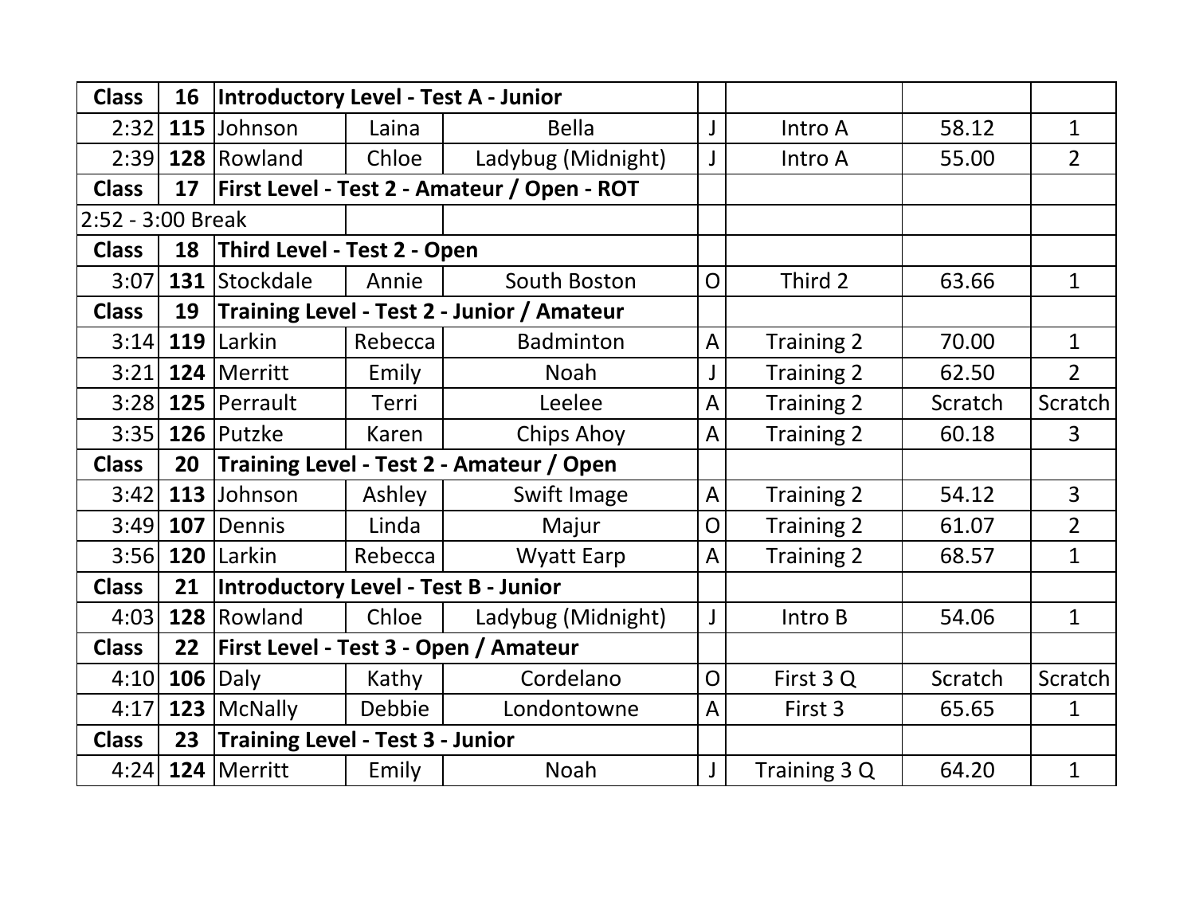| Class | 16 | Introductory Level - Test A - Junior | | | | | | |
|---|---|---|---|---|---|---|---|---|
| 2:32 | **115** | Johnson | Laina | Bella | J | Intro A | 58.12 | 1 |
| 2:39 | **128** | Rowland | Chloe | Ladybug (Midnight) | J | Intro A | 55.00 | 2 |
| **Class** | **17** | **First Level - Test 2 - Amateur / Open - ROT** | | | | | | |
| 2:52 - 3:00 Break | | | | | | | | |
| **Class** | **18** | **Third Level - Test 2 - Open** | | | | | | |
| 3:07 | **131** | Stockdale | Annie | South Boston | O | Third 2 | 63.66 | 1 |
| **Class** | **19** | **Training Level - Test 2 - Junior / Amateur** | | | | | | |
| 3:14 | **119** | Larkin | Rebecca | Badminton | A | Training 2 | 70.00 | 1 |
| 3:21 | **124** | Merritt | Emily | Noah | J | Training 2 | 62.50 | 2 |
| 3:28 | **125** | Perrault | Terri | Leelee | A | Training 2 | Scratch | Scratch |
| 3:35 | **126** | Putzke | Karen | Chips Ahoy | A | Training 2 | 60.18 | 3 |
| **Class** | **20** | **Training Level - Test 2 - Amateur / Open** | | | | | | |
| 3:42 | **113** | Johnson | Ashley | Swift Image | A | Training 2 | 54.12 | 3 |
| 3:49 | **107** | Dennis | Linda | Majur | O | Training 2 | 61.07 | 2 |
| 3:56 | **120** | Larkin | Rebecca | Wyatt Earp | A | Training 2 | 68.57 | 1 |
| **Class** | **21** | **Introductory Level - Test B - Junior** | | | | | | |
| 4:03 | **128** | Rowland | Chloe | Ladybug (Midnight) | J | Intro B | 54.06 | 1 |
| **Class** | **22** | **First Level - Test 3 - Open / Amateur** | | | | | | |
| 4:10 | **106** | Daly | Kathy | Cordelano | O | First 3 Q | Scratch | Scratch |
| 4:17 | **123** | McNally | Debbie | Londontowne | A | First 3 | 65.65 | 1 |
| **Class** | **23** | **Training Level - Test 3 - Junior** | | | | | | |
| 4:24 | **124** | Merritt | Emily | Noah | J | Training 3 Q | 64.20 | 1 |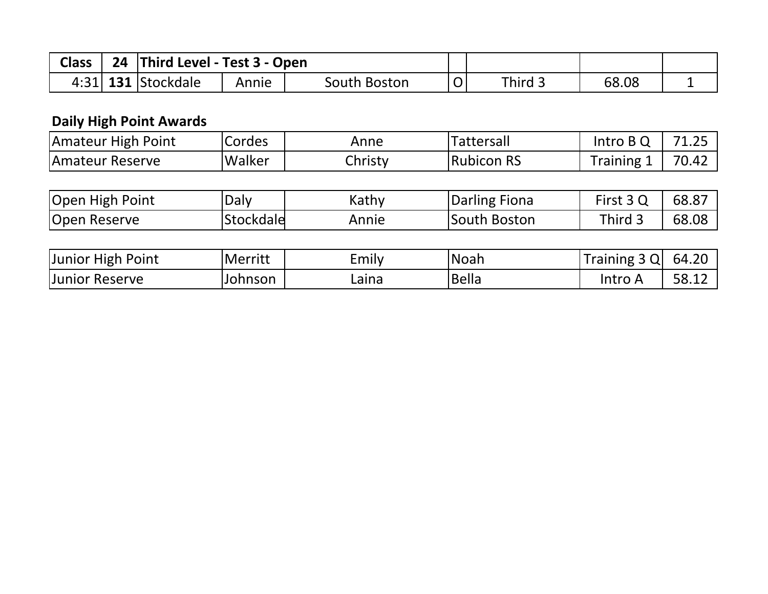| | | | | | | | | |
|---|---|---|---|---|---|---|---|---|
| **Class** | **24** | **Third Level - Test 3 - Open** | | | | | | |
| 4:31 | **131** | Stockdale | Annie | South Boston | O | Third 3 | 68.08 | 1 |

**Daily High Point Awards**

| | | | | | |
|---|---|---|---|---|---|
| Amateur High Point | Cordes | Anne | Tattersall | Intro B Q | 71.25 |
| Amateur Reserve | Walker | Christy | Rubicon RS | Training 1 | 70.42 |

| | | | | | |
|---|---|---|---|---|---|
| Open High Point | Daly | Kathy | Darling Fiona | First 3 Q | 68.87 |
| Open Reserve | Stockdale | Annie | South Boston | Third 3 | 68.08 |

| | | | | | |
|---|---|---|---|---|---|
| Junior High Point | Merritt | Emily | Noah | Training 3 Q | 64.20 |
| Junior Reserve | Johnson | Laina | Bella | Intro A | 58.12 |